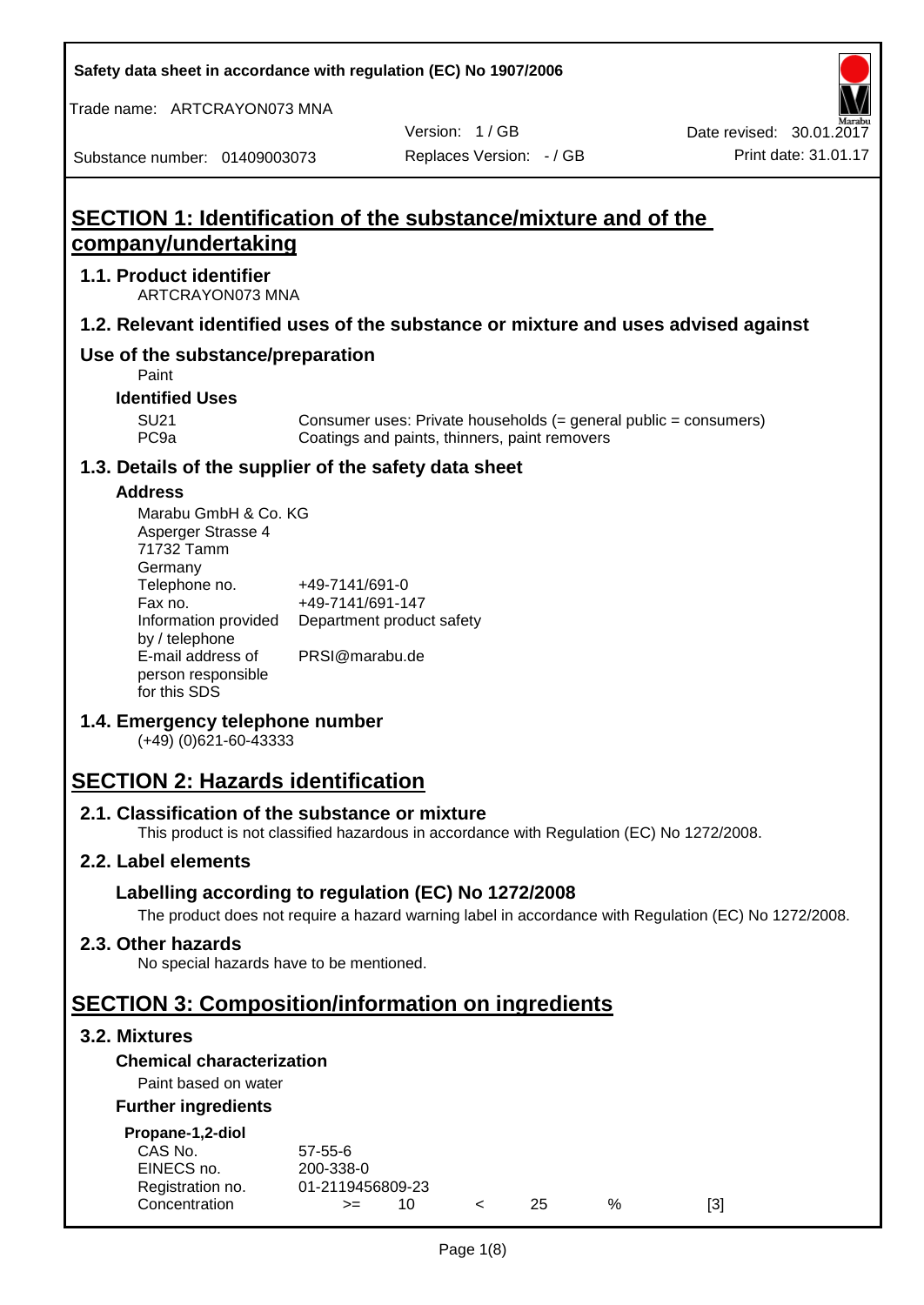Safety data sheet in accordance with regulation (EC) No 1907/2006

Trade name: ARTCRAYON073 MNA

Version: 1 / GB

Date revised: 30.01.2017

Substance number: 01409003073

Replaces Version: - / GB

Print date: 31.01.17

# SECTION 1: Identification of the substance/mixture and of the company/undertaking

## 1.1. Product identifier

ARTCRAYON073 MNA

## 1.2. Relevant identified uses of the substance or mixture and uses advised against

## Use of the substance/preparation

Paint

### Identified Uses

| | |
|---|---|
| SU21 | Consumer uses: Private households (= general public = consumers) |
| PC9a | Coatings and paints, thinners, paint removers |

## 1.3. Details of the supplier of the safety data sheet

### Address

Marabu GmbH & Co. KG
Asperger Strasse 4
71732 Tamm
Germany

| | |
|---|---|
| Telephone no. | +49-7141/691-0 |
| Fax no. | +49-7141/691-147 |
| Information provided by / telephone | Department product safety |
| E-mail address of person responsible for this SDS | PRSI@marabu.de |

## 1.4. Emergency telephone number

(+49) (0)621-60-43333

# SECTION 2: Hazards identification

## 2.1. Classification of the substance or mixture

This product is not classified hazardous in accordance with Regulation (EC) No 1272/2008.

## 2.2. Label elements

### Labelling according to regulation (EC) No 1272/2008

The product does not require a hazard warning label in accordance with Regulation (EC) No 1272/2008.

## 2.3. Other hazards

No special hazards have to be mentioned.

# SECTION 3: Composition/information on ingredients

## 3.2. Mixtures

### Chemical characterization

Paint based on water

### Further ingredients

**Propane-1,2-diol**

| | | | | | | |
|---|---|---|---|---|---|---|
| CAS No. | 57-55-6 | | | | | |
| EINECS no. | 200-338-0 | | | | | |
| Registration no. | 01-2119456809-23 | | | | | |
| Concentration | >= | 10 | < | 25 | % | [3] |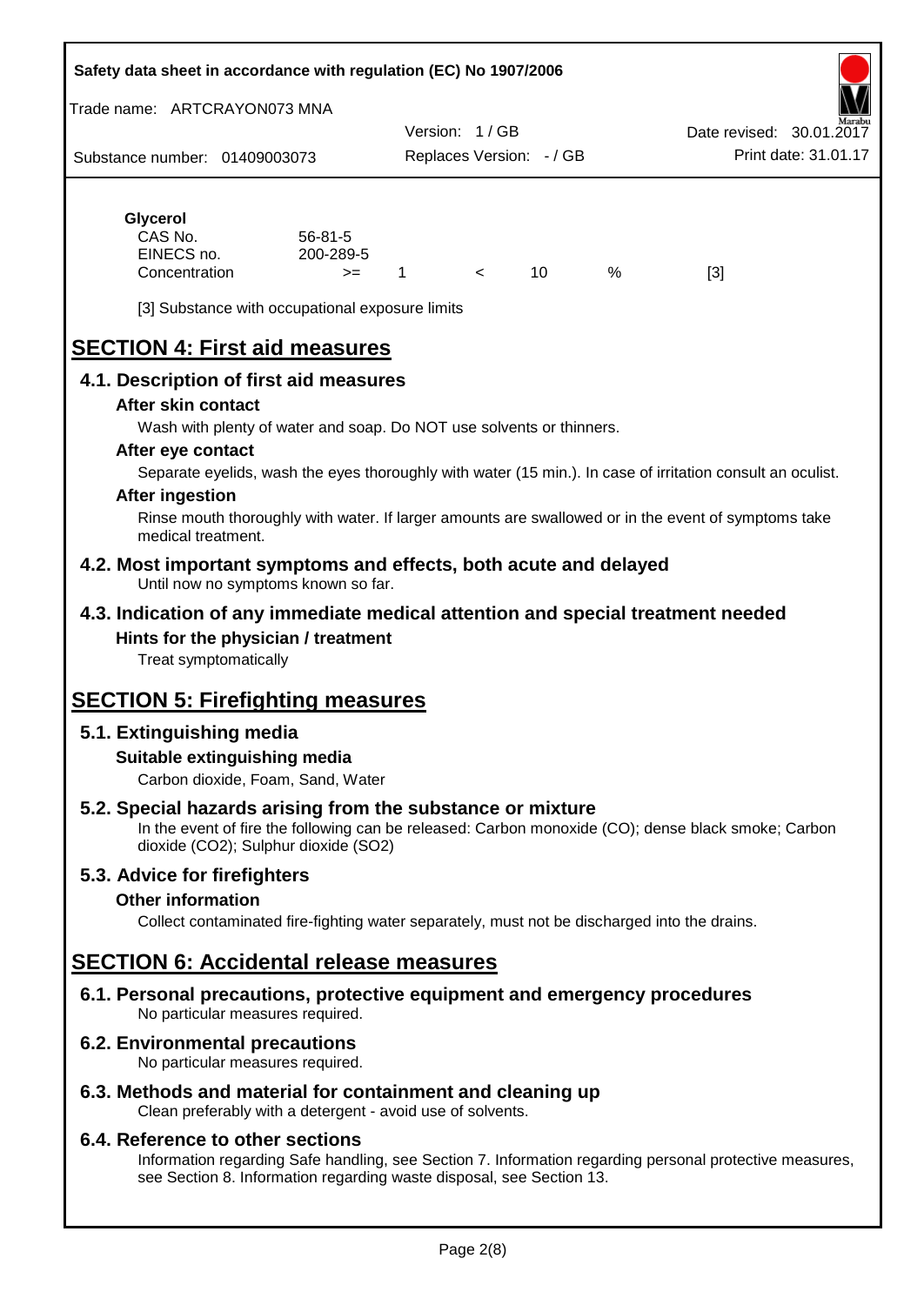**Glycerol**

| | | | | | | |
|---|---|---|---|---|---|---|
| CAS No. | 56-81-5 | | | | | |
| EINECS no. | 200-289-5 | | | | | |
| Concentration | >= | 1 | < | 10 | % | [3] |

[3] Substance with occupational exposure limits

# SECTION 4: First aid measures

## 4.1. Description of first aid measures

### After skin contact

Wash with plenty of water and soap. Do NOT use solvents or thinners.

### After eye contact

Separate eyelids, wash the eyes thoroughly with water (15 min.). In case of irritation consult an oculist.

### After ingestion

Rinse mouth thoroughly with water. If larger amounts are swallowed or in the event of symptoms take medical treatment.

## 4.2. Most important symptoms and effects, both acute and delayed

Until now no symptoms known so far.

## 4.3. Indication of any immediate medical attention and special treatment needed

### Hints for the physician / treatment

Treat symptomatically

# SECTION 5: Firefighting measures

## 5.1. Extinguishing media

### Suitable extinguishing media

Carbon dioxide, Foam, Sand, Water

## 5.2. Special hazards arising from the substance or mixture

In the event of fire the following can be released: Carbon monoxide (CO); dense black smoke; Carbon dioxide ($CO_2$); Sulphur dioxide ($SO_2$)

## 5.3. Advice for firefighters

### Other information

Collect contaminated fire-fighting water separately, must not be discharged into the drains.

# SECTION 6: Accidental release measures

## 6.1. Personal precautions, protective equipment and emergency procedures

No particular measures required.

## 6.2. Environmental precautions

No particular measures required.

## 6.3. Methods and material for containment and cleaning up

Clean preferably with a detergent - avoid use of solvents.

## 6.4. Reference to other sections

Information regarding Safe handling, see Section 7. Information regarding personal protective measures, see Section 8. Information regarding waste disposal, see Section 13.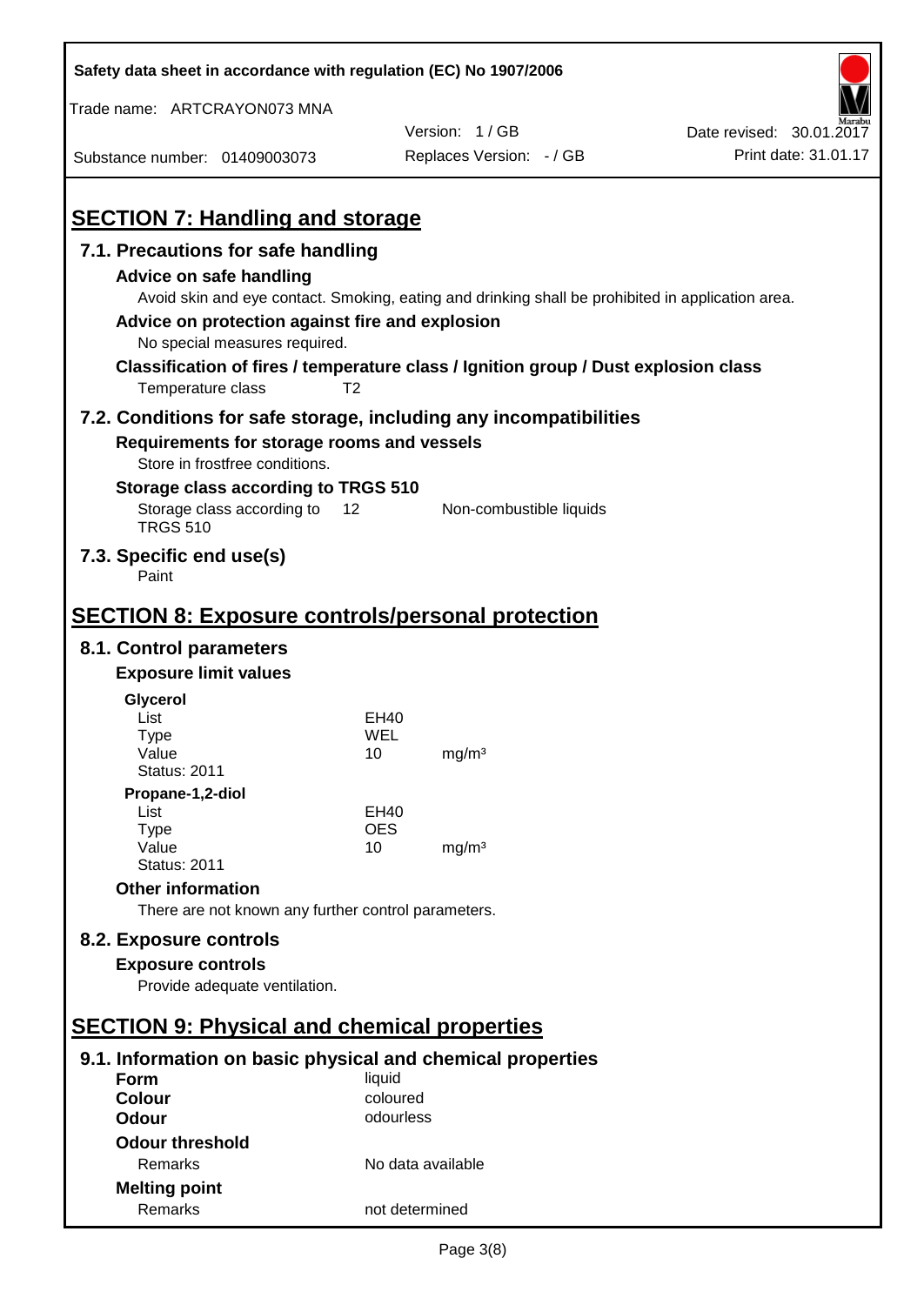## SECTION 7: Handling and storage

### 7.1. Precautions for safe handling

**Advice on safe handling**

Avoid skin and eye contact. Smoking, eating and drinking shall be prohibited in application area.

**Advice on protection against fire and explosion**

No special measures required.

**Classification of fires / temperature class / Ignition group / Dust explosion class**

| | |
|---|---|
| Temperature class | T2 |

### 7.2. Conditions for safe storage, including any incompatibilities

**Requirements for storage rooms and vessels**

Store in frostfree conditions.

**Storage class according to TRGS 510**

| | | |
|---|---|---|
| Storage class according to TRGS 510 | 12 | Non-combustible liquids |

### 7.3. Specific end use(s)

Paint

## SECTION 8: Exposure controls/personal protection

### 8.1. Control parameters

**Exposure limit values**

**Glycerol**

| | | |
|---|---|---|
| List | EH40 | |
| Type | WEL | |
| Value | 10 | mg/m³ |
| Status: 2011 | | |

**Propane-1,2-diol**

| | | |
|---|---|---|
| List | EH40 | |
| Type | OES | |
| Value | 10 | mg/m³ |
| Status: 2011 | | |

**Other information**

There are not known any further control parameters.

### 8.2. Exposure controls

**Exposure controls**

Provide adequate ventilation.

## SECTION 9: Physical and chemical properties

### 9.1. Information on basic physical and chemical properties

| | |
|---|---|
| **Form** | liquid |
| **Colour** | coloured |
| **Odour** | odourless |
| **Odour threshold** | |
| Remarks | No data available |
| **Melting point** | |
| Remarks | not determined |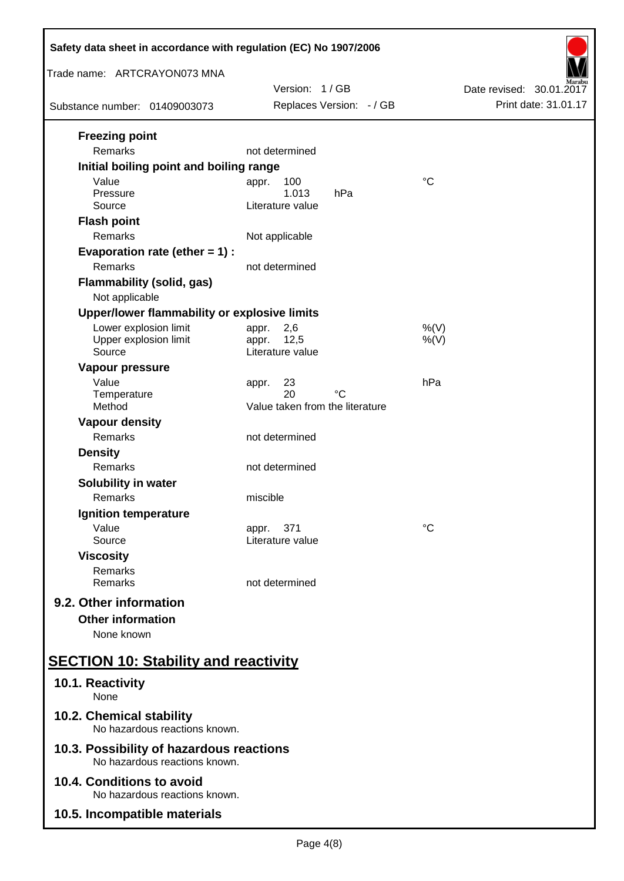**Freezing point**

| | | |
|---|---|---|
| Remarks | not determined | |

**Initial boiling point and boiling range**

| | | |
|---|---|---|
| Value | appr. 100 | °C |
| Pressure | 1.013 hPa | |
| Source | Literature value | |

**Flash point**

| | |
|---|---|
| Remarks | Not applicable |

**Evaporation rate (ether = 1) :**

| | |
|---|---|
| Remarks | not determined |

**Flammability (solid, gas)**

Not applicable

**Upper/lower flammability or explosive limits**

| | | |
|---|---|---|
| Lower explosion limit | appr. 2,6 | %(V) |
| Upper explosion limit | appr. 12,5 | %(V) |
| Source | Literature value | |

**Vapour pressure**

| | | |
|---|---|---|
| Value | appr. 23 | hPa |
| Temperature | 20 °C | |
| Method | Value taken from the literature | |

**Vapour density**

| | |
|---|---|
| Remarks | not determined |

**Density**

| | |
|---|---|
| Remarks | not determined |

**Solubility in water**

| | |
|---|---|
| Remarks | miscible |

**Ignition temperature**

| | | |
|---|---|---|
| Value | appr. 371 | °C |
| Source | Literature value | |

**Viscosity**

| | |
|---|---|
| Remarks | |
| Remarks | not determined |

### 9.2. Other information

**Other information**

None known

## SECTION 10: Stability and reactivity

### 10.1. Reactivity

None

### 10.2. Chemical stability

No hazardous reactions known.

### 10.3. Possibility of hazardous reactions

No hazardous reactions known.

### 10.4. Conditions to avoid

No hazardous reactions known.

### 10.5. Incompatible materials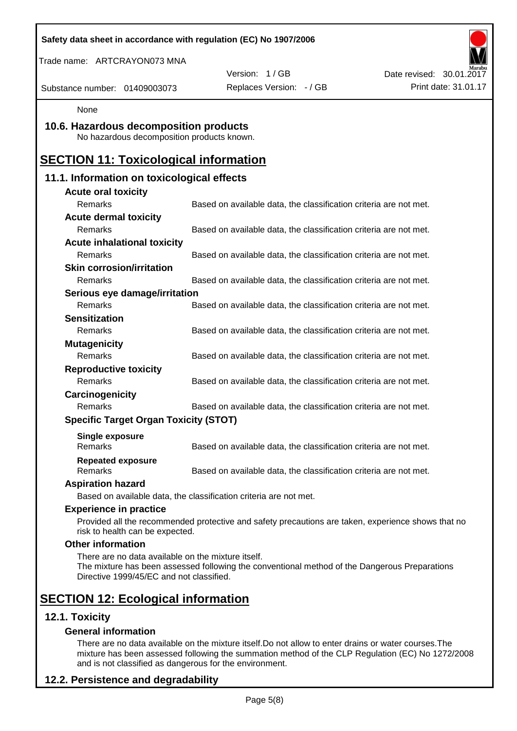None

## 10.6. Hazardous decomposition products

No hazardous decomposition products known.

# SECTION 11: Toxicological information

## 11.1. Information on toxicological effects

**Acute oral toxicity**

| Remarks | Based on available data, the classification criteria are not met. |
|---|---|

**Acute dermal toxicity**

| Remarks | Based on available data, the classification criteria are not met. |
|---|---|

**Acute inhalational toxicity**

| Remarks | Based on available data, the classification criteria are not met. |
|---|---|

**Skin corrosion/irritation**

| Remarks | Based on available data, the classification criteria are not met. |
|---|---|

**Serious eye damage/irritation**

| Remarks | Based on available data, the classification criteria are not met. |
|---|---|

**Sensitization**

| Remarks | Based on available data, the classification criteria are not met. |
|---|---|

**Mutagenicity**

| Remarks | Based on available data, the classification criteria are not met. |
|---|---|

**Reproductive toxicity**

| Remarks | Based on available data, the classification criteria are not met. |
|---|---|

**Carcinogenicity**

| Remarks | Based on available data, the classification criteria are not met. |
|---|---|

**Specific Target Organ Toxicity (STOT)**

**Single exposure**

| Remarks | Based on available data, the classification criteria are not met. |
|---|---|

**Repeated exposure**

| Remarks | Based on available data, the classification criteria are not met. |
|---|---|

**Aspiration hazard**

Based on available data, the classification criteria are not met.

**Experience in practice**

Provided all the recommended protective and safety precautions are taken, experience shows that no risk to health can be expected.

**Other information**

There are no data available on the mixture itself.
The mixture has been assessed following the conventional method of the Dangerous Preparations Directive 1999/45/EC and not classified.

# SECTION 12: Ecological information

## 12.1. Toxicity

**General information**

There are no data available on the mixture itself.Do not allow to enter drains or water courses.The mixture has been assessed following the summation method of the CLP Regulation (EC) No 1272/2008 and is not classified as dangerous for the environment.

## 12.2. Persistence and degradability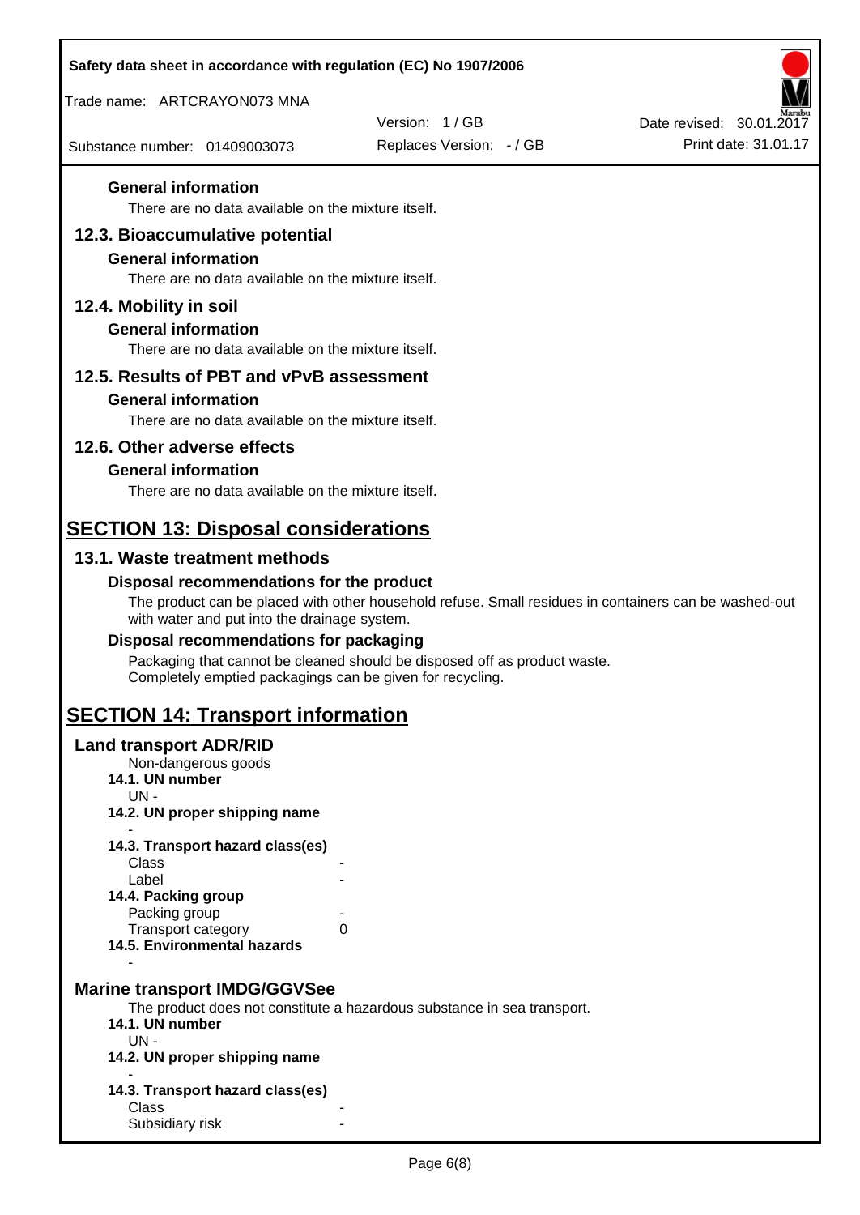#### General information

There are no data available on the mixture itself.

### 12.3. Bioaccumulative potential

#### General information

There are no data available on the mixture itself.

### 12.4. Mobility in soil

#### General information

There are no data available on the mixture itself.

### 12.5. Results of PBT and vPvB assessment

#### General information

There are no data available on the mixture itself.

### 12.6. Other adverse effects

#### General information

There are no data available on the mixture itself.

## SECTION 13: Disposal considerations

### 13.1. Waste treatment methods

#### Disposal recommendations for the product

The product can be placed with other household refuse. Small residues in containers can be washed-out with water and put into the drainage system.

#### Disposal recommendations for packaging

Packaging that cannot be cleaned should be disposed off as product waste.
Completely emptied packagings can be given for recycling.

## SECTION 14: Transport information

### Land transport ADR/RID

Non-dangerous goods

**14.1. UN number**

UN -

**14.2. UN proper shipping name**

-

**14.3. Transport hazard class(es)**

| | |
|---|---|
| Class | - |
| Label | - |

**14.4. Packing group**

| | |
|---|---|
| Packing group | - |
| Transport category | 0 |

**14.5. Environmental hazards**

-

### Marine transport IMDG/GGVSee

The product does not constitute a hazardous substance in sea transport.

**14.1. UN number**

UN -

**14.2. UN proper shipping name**

-

**14.3. Transport hazard class(es)**

| | |
|---|---|
| Class | - |
| Subsidiary risk | - |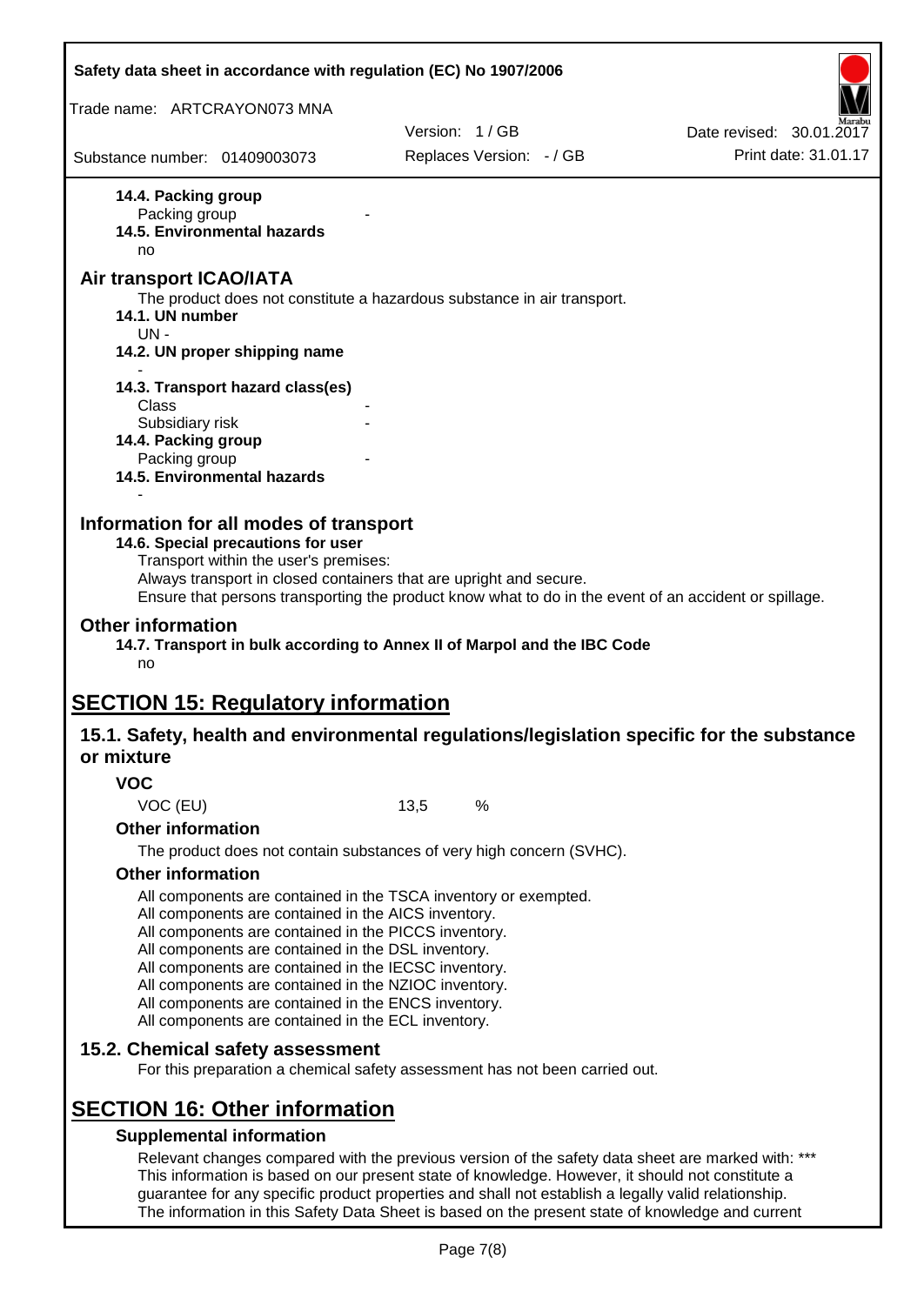**14.4. Packing group**

Packing group -

**14.5. Environmental hazards**

no

## Air transport ICAO/IATA

The product does not constitute a hazardous substance in air transport.

**14.1. UN number**

UN -

**14.2. UN proper shipping name**

-

**14.3. Transport hazard class(es)**

Class -

Subsidiary risk -

**14.4. Packing group**

Packing group -

**14.5. Environmental hazards**

-

## Information for all modes of transport

**14.6. Special precautions for user**

Transport within the user's premises:
Always transport in closed containers that are upright and secure.
Ensure that persons transporting the product know what to do in the event of an accident or spillage.

## Other information

**14.7. Transport in bulk according to Annex II of Marpol and the IBC Code**

no

# SECTION 15: Regulatory information

## 15.1. Safety, health and environmental regulations/legislation specific for the substance or mixture

### VOC

VOC (EU) 13,5 %

### Other information

The product does not contain substances of very high concern (SVHC).

### Other information

All components are contained in the TSCA inventory or exempted.
All components are contained in the AICS inventory.
All components are contained in the PICCS inventory.
All components are contained in the DSL inventory.
All components are contained in the IECSC inventory.
All components are contained in the NZIOC inventory.
All components are contained in the ENCS inventory.
All components are contained in the ECL inventory.

## 15.2. Chemical safety assessment

For this preparation a chemical safety assessment has not been carried out.

# SECTION 16: Other information

### Supplemental information

Relevant changes compared with the previous version of the safety data sheet are marked with: ***
This information is based on our present state of knowledge. However, it should not constitute a guarantee for any specific product properties and shall not establish a legally valid relationship.
The information in this Safety Data Sheet is based on the present state of knowledge and current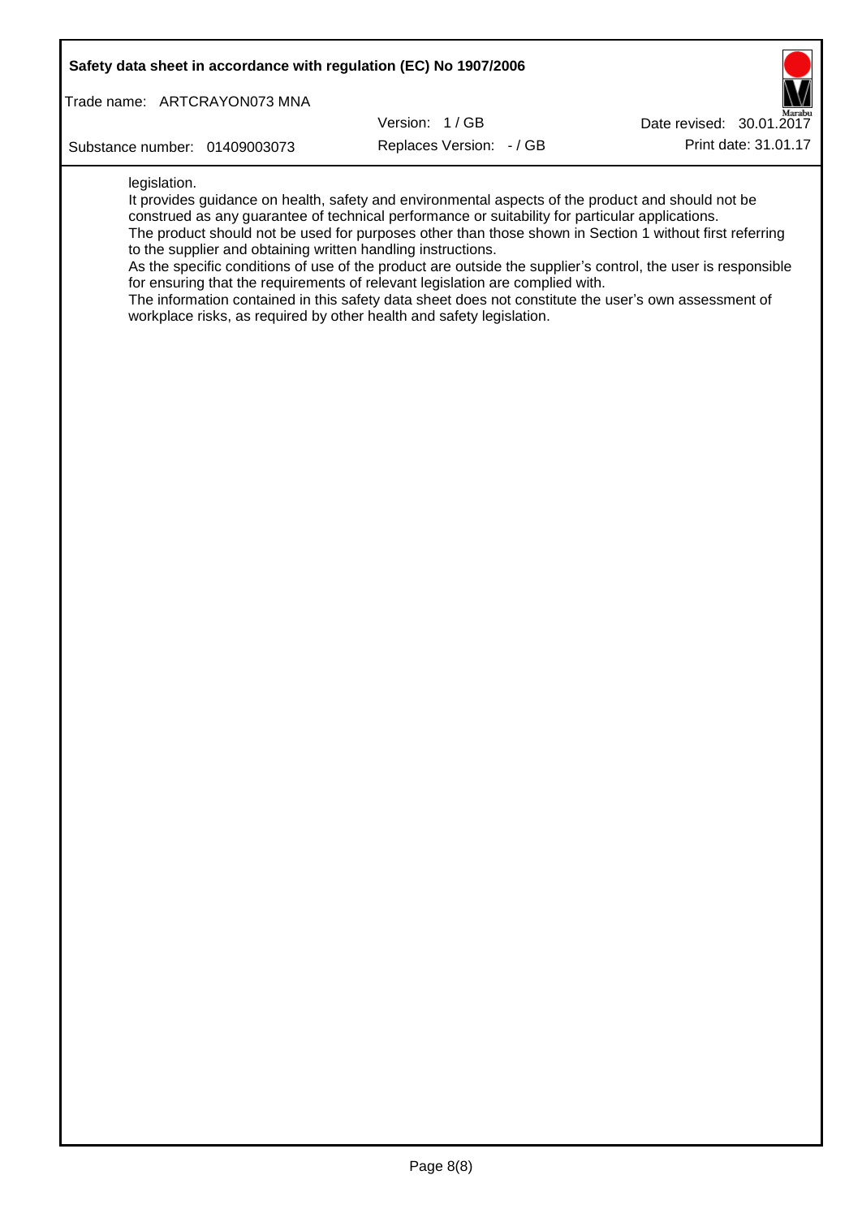legislation.

It provides guidance on health, safety and environmental aspects of the product and should not be construed as any guarantee of technical performance or suitability for particular applications.

The product should not be used for purposes other than those shown in Section 1 without first referring to the supplier and obtaining written handling instructions.

As the specific conditions of use of the product are outside the supplier's control, the user is responsible for ensuring that the requirements of relevant legislation are complied with.

The information contained in this safety data sheet does not constitute the user's own assessment of workplace risks, as required by other health and safety legislation.